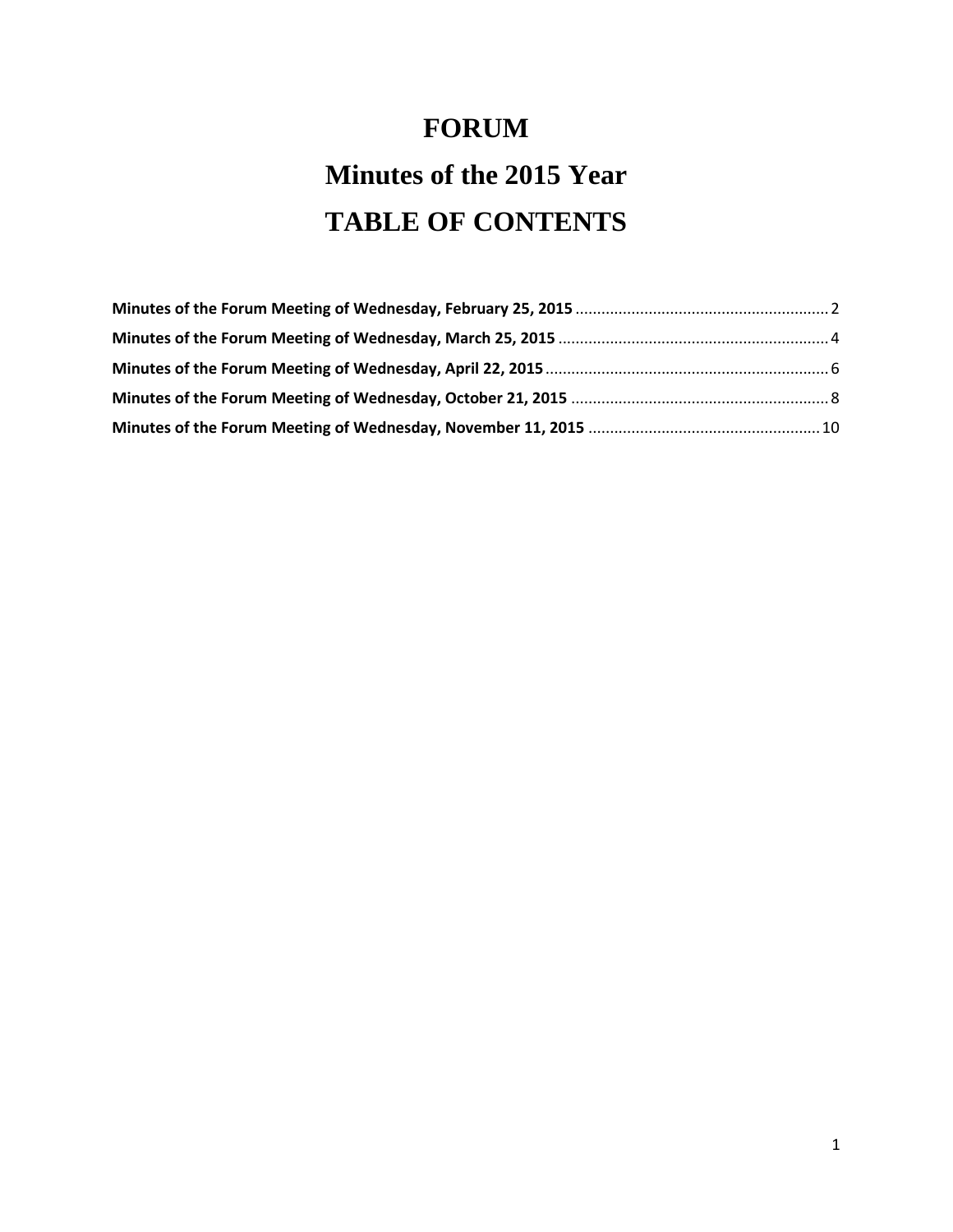# FORUM

# Minutes of the 2015 Year

# TABLE OF CONTENTS

**Minutes of the Forum Meeting of Wednesday, February 25, 2015** .......... 2

**Minutes of the Forum Meeting of Wednesday, March 25, 2015** .......... 4

**Minutes of the Forum Meeting of Wednesday, April 22, 2015** .......... 6

**Minutes of the Forum Meeting of Wednesday, October 21, 2015** .......... 8

**Minutes of the Forum Meeting of Wednesday, November 11, 2015** .......... 10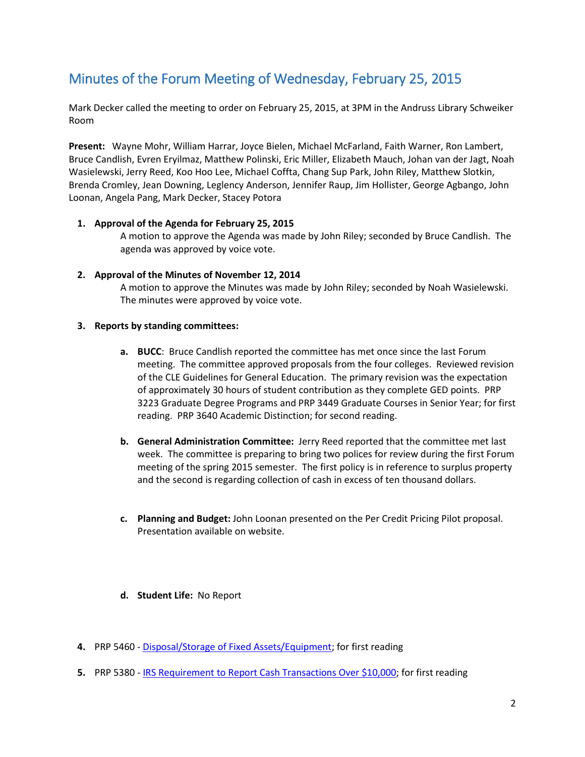# Minutes of the Forum Meeting of Wednesday, February 25, 2015

Mark Decker called the meeting to order on February 25, 2015, at 3PM in the Andruss Library Schweiker Room

**Present:** Wayne Mohr, William Harrar, Joyce Bielen, Michael McFarland, Faith Warner, Ron Lambert, Bruce Candlish, Evren Eryilmaz, Matthew Polinski, Eric Miller, Elizabeth Mauch, Johan van der Jagt, Noah Wasielewski, Jerry Reed, Koo Hoo Lee, Michael Coffta, Chang Sup Park, John Riley, Matthew Slotkin, Brenda Cromley, Jean Downing, Leglency Anderson, Jennifer Raup, Jim Hollister, George Agbango, John Loonan, Angela Pang, Mark Decker, Stacey Potora

1. **Approval of the Agenda for February 25, 2015**
   A motion to approve the Agenda was made by John Riley; seconded by Bruce Candlish. The agenda was approved by voice vote.

2. **Approval of the Minutes of November 12, 2014**
   A motion to approve the Minutes was made by John Riley; seconded by Noah Wasielewski. The minutes were approved by voice vote.

3. **Reports by standing committees:**

   a. **BUCC**: Bruce Candlish reported the committee has met once since the last Forum meeting. The committee approved proposals from the four colleges. Reviewed revision of the CLE Guidelines for General Education. The primary revision was the expectation of approximately 30 hours of student contribution as they complete GED points. PRP 3223 Graduate Degree Programs and PRP 3449 Graduate Courses in Senior Year; for first reading. PRP 3640 Academic Distinction; for second reading.

   b. **General Administration Committee:** Jerry Reed reported that the committee met last week. The committee is preparing to bring two polices for review during the first Forum meeting of the spring 2015 semester. The first policy is in reference to surplus property and the second is regarding collection of cash in excess of ten thousand dollars.

   c. **Planning and Budget:** John Loonan presented on the Per Credit Pricing Pilot proposal. Presentation available on website.

   d. **Student Life:** No Report

4. PRP 5460 - Disposal/Storage of Fixed Assets/Equipment; for first reading

5. PRP 5380 - IRS Requirement to Report Cash Transactions Over $10,000; for first reading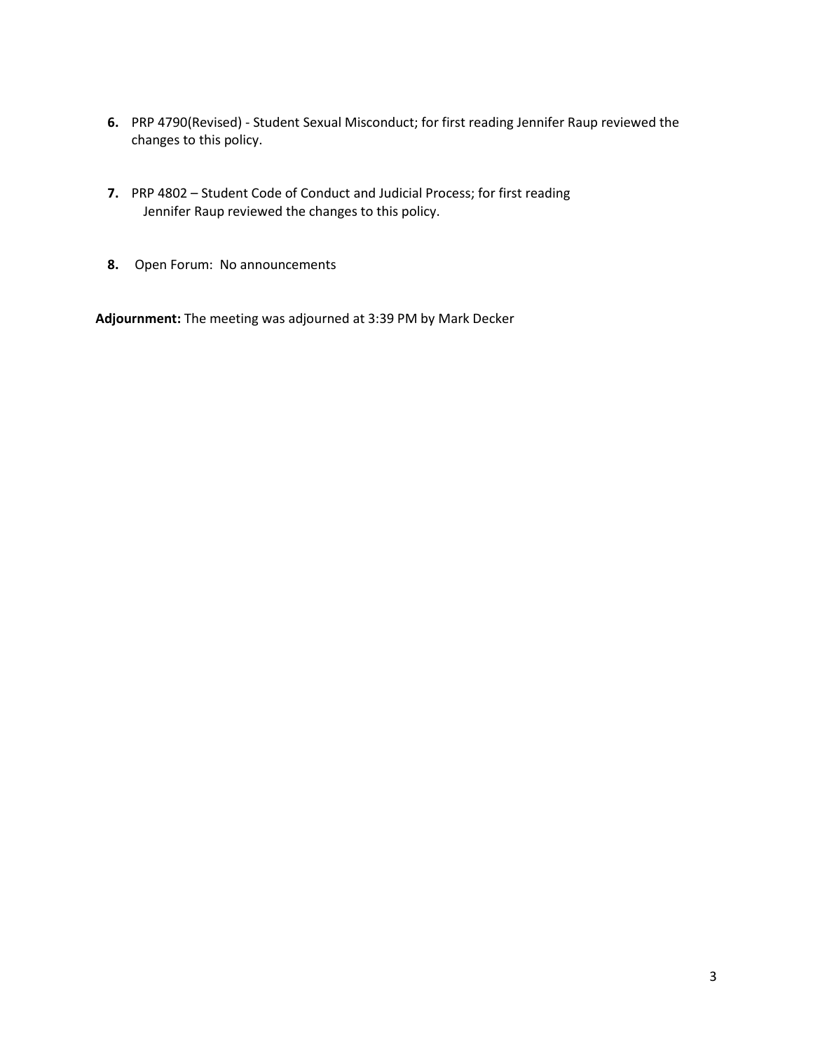6. PRP 4790(Revised) - Student Sexual Misconduct; for first reading Jennifer Raup reviewed the changes to this policy.

7. PRP 4802 – Student Code of Conduct and Judicial Process; for first reading Jennifer Raup reviewed the changes to this policy.

8. Open Forum: No announcements

**Adjournment:** The meeting was adjourned at 3:39 PM by Mark Decker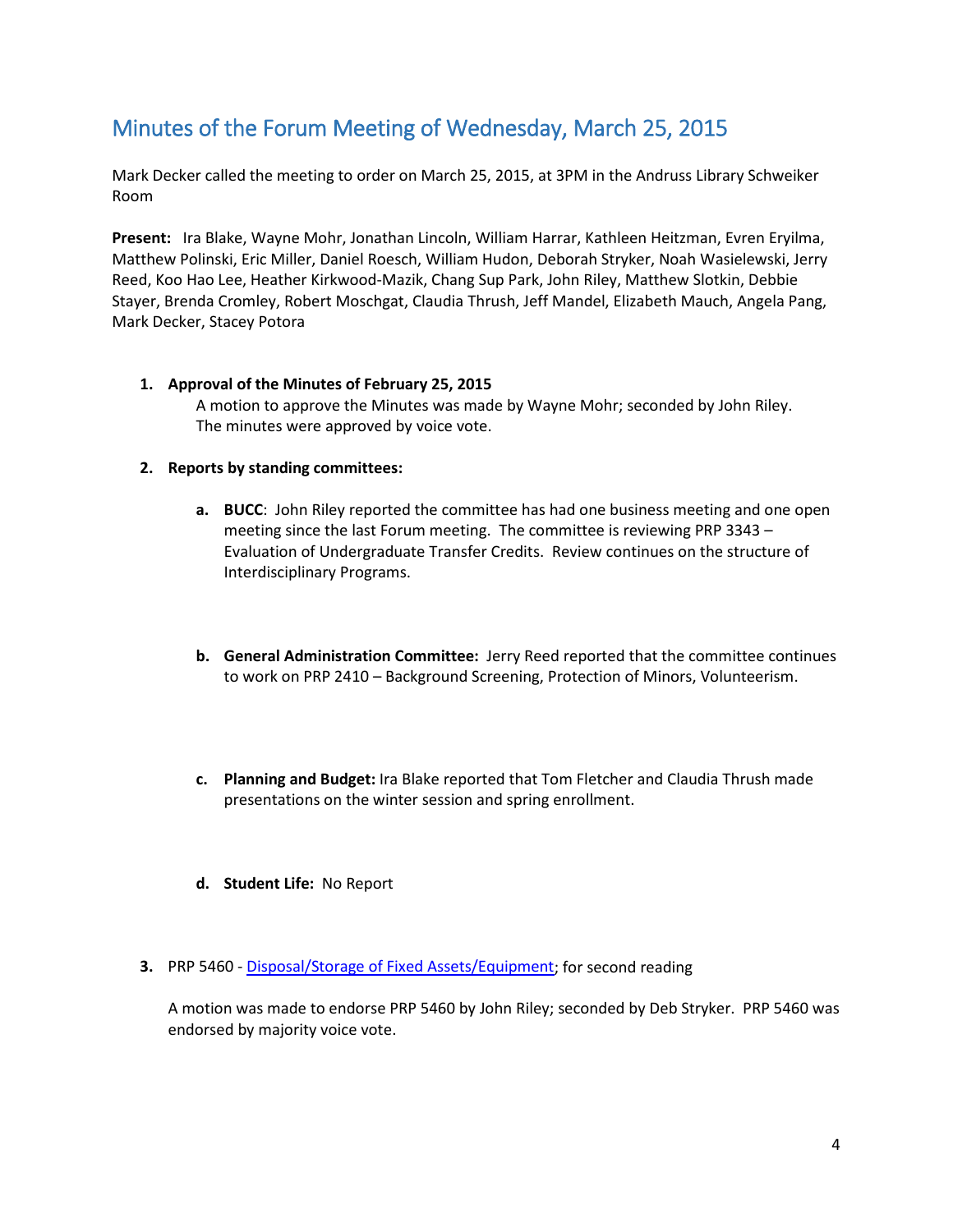## Minutes of the Forum Meeting of Wednesday, March 25, 2015

Mark Decker called the meeting to order on March 25, 2015, at 3PM in the Andruss Library Schweiker Room

**Present:** Ira Blake, Wayne Mohr, Jonathan Lincoln, William Harrar, Kathleen Heitzman, Evren Eryilma, Matthew Polinski, Eric Miller, Daniel Roesch, William Hudon, Deborah Stryker, Noah Wasielewski, Jerry Reed, Koo Hao Lee, Heather Kirkwood-Mazik, Chang Sup Park, John Riley, Matthew Slotkin, Debbie Stayer, Brenda Cromley, Robert Moschgat, Claudia Thrush, Jeff Mandel, Elizabeth Mauch, Angela Pang, Mark Decker, Stacey Potora

1. **Approval of the Minutes of February 25, 2015**
   A motion to approve the Minutes was made by Wayne Mohr; seconded by John Riley. The minutes were approved by voice vote.

2. **Reports by standing committees:**

   a. **BUCC**: John Riley reported the committee has had one business meeting and one open meeting since the last Forum meeting. The committee is reviewing PRP 3343 – Evaluation of Undergraduate Transfer Credits. Review continues on the structure of Interdisciplinary Programs.

   b. **General Administration Committee:** Jerry Reed reported that the committee continues to work on PRP 2410 – Background Screening, Protection of Minors, Volunteerism.

   c. **Planning and Budget:** Ira Blake reported that Tom Fletcher and Claudia Thrush made presentations on the winter session and spring enrollment.

   d. **Student Life:** No Report

3. PRP 5460 - Disposal/Storage of Fixed Assets/Equipment; for second reading

   A motion was made to endorse PRP 5460 by John Riley; seconded by Deb Stryker. PRP 5460 was endorsed by majority voice vote.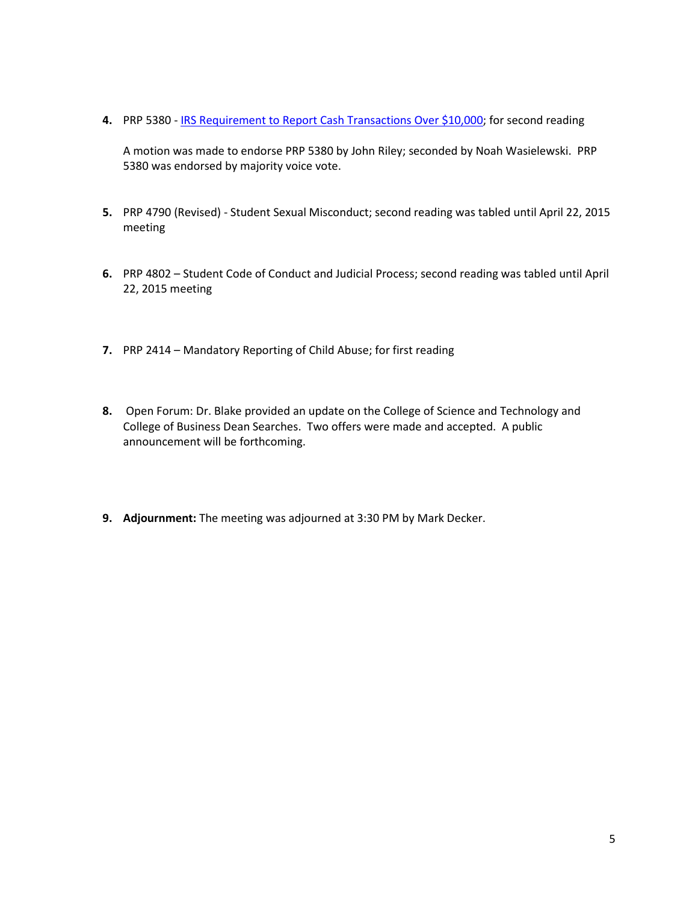4. PRP 5380 - IRS Requirement to Report Cash Transactions Over $10,000; for second reading

   A motion was made to endorse PRP 5380 by John Riley; seconded by Noah Wasielewski. PRP 5380 was endorsed by majority voice vote.

5. PRP 4790 (Revised) - Student Sexual Misconduct; second reading was tabled until April 22, 2015 meeting

6. PRP 4802 – Student Code of Conduct and Judicial Process; second reading was tabled until April 22, 2015 meeting

7. PRP 2414 – Mandatory Reporting of Child Abuse; for first reading

8. Open Forum: Dr. Blake provided an update on the College of Science and Technology and College of Business Dean Searches. Two offers were made and accepted. A public announcement will be forthcoming.

9. **Adjournment:** The meeting was adjourned at 3:30 PM by Mark Decker.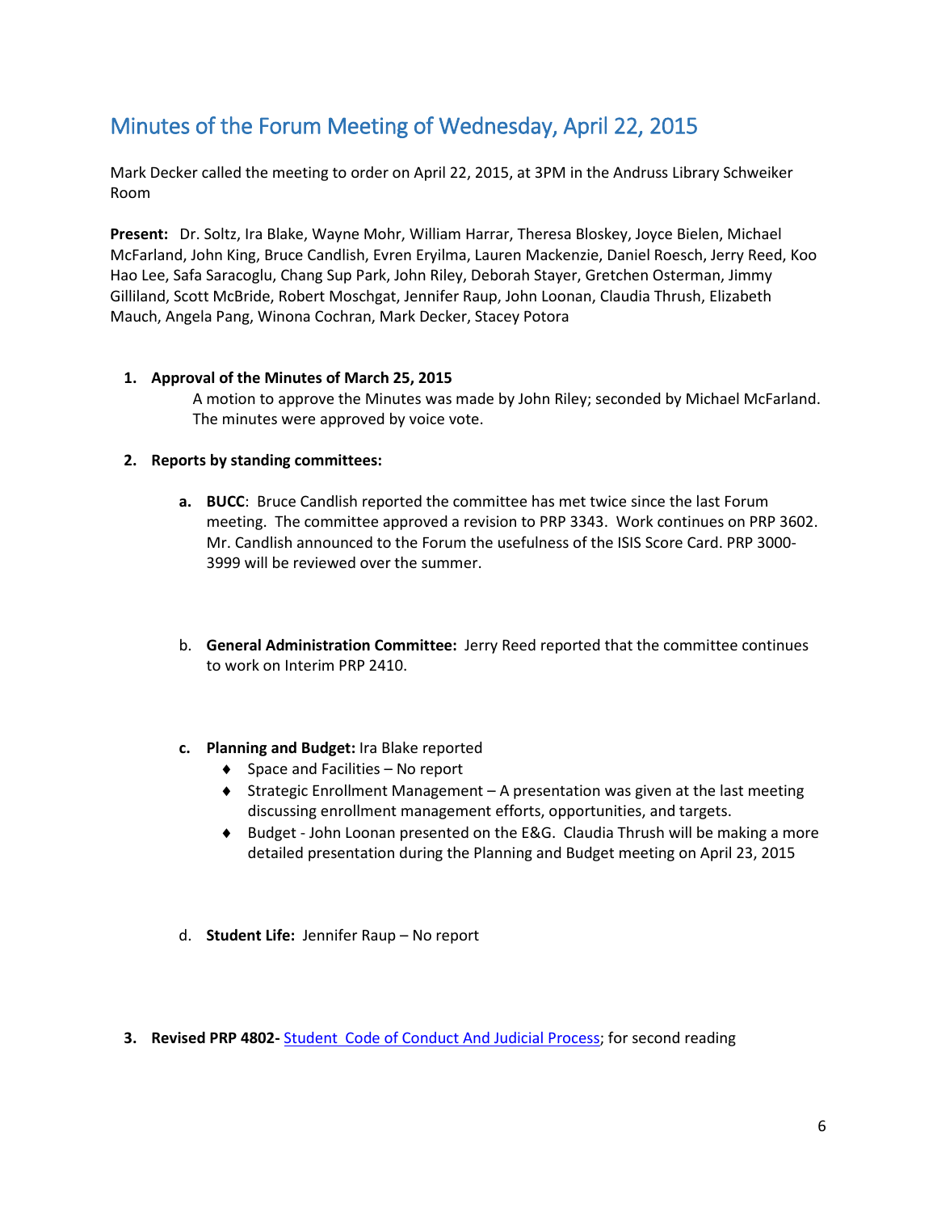# Minutes of the Forum Meeting of Wednesday, April 22, 2015

Mark Decker called the meeting to order on April 22, 2015, at 3PM in the Andruss Library Schweiker Room

**Present:** Dr. Soltz, Ira Blake, Wayne Mohr, William Harrar, Theresa Bloskey, Joyce Bielen, Michael McFarland, John King, Bruce Candlish, Evren Eryilma, Lauren Mackenzie, Daniel Roesch, Jerry Reed, Koo Hao Lee, Safa Saracoglu, Chang Sup Park, John Riley, Deborah Stayer, Gretchen Osterman, Jimmy Gilliland, Scott McBride, Robert Moschgat, Jennifer Raup, John Loonan, Claudia Thrush, Elizabeth Mauch, Angela Pang, Winona Cochran, Mark Decker, Stacey Potora

1. **Approval of the Minutes of March 25, 2015**

   A motion to approve the Minutes was made by John Riley; seconded by Michael McFarland. The minutes were approved by voice vote.

2. **Reports by standing committees:**

   a. **BUCC**: Bruce Candlish reported the committee has met twice since the last Forum meeting. The committee approved a revision to PRP 3343. Work continues on PRP 3602. Mr. Candlish announced to the Forum the usefulness of the ISIS Score Card. PRP 3000-3999 will be reviewed over the summer.

   b. **General Administration Committee:** Jerry Reed reported that the committee continues to work on Interim PRP 2410.

   c. **Planning and Budget:** Ira Blake reported
      - Space and Facilities – No report
      - Strategic Enrollment Management – A presentation was given at the last meeting discussing enrollment management efforts, opportunities, and targets.
      - Budget - John Loonan presented on the E&G. Claudia Thrush will be making a more detailed presentation during the Planning and Budget meeting on April 23, 2015

   d. **Student Life:** Jennifer Raup – No report

3. **Revised PRP 4802-** Student Code of Conduct And Judicial Process; for second reading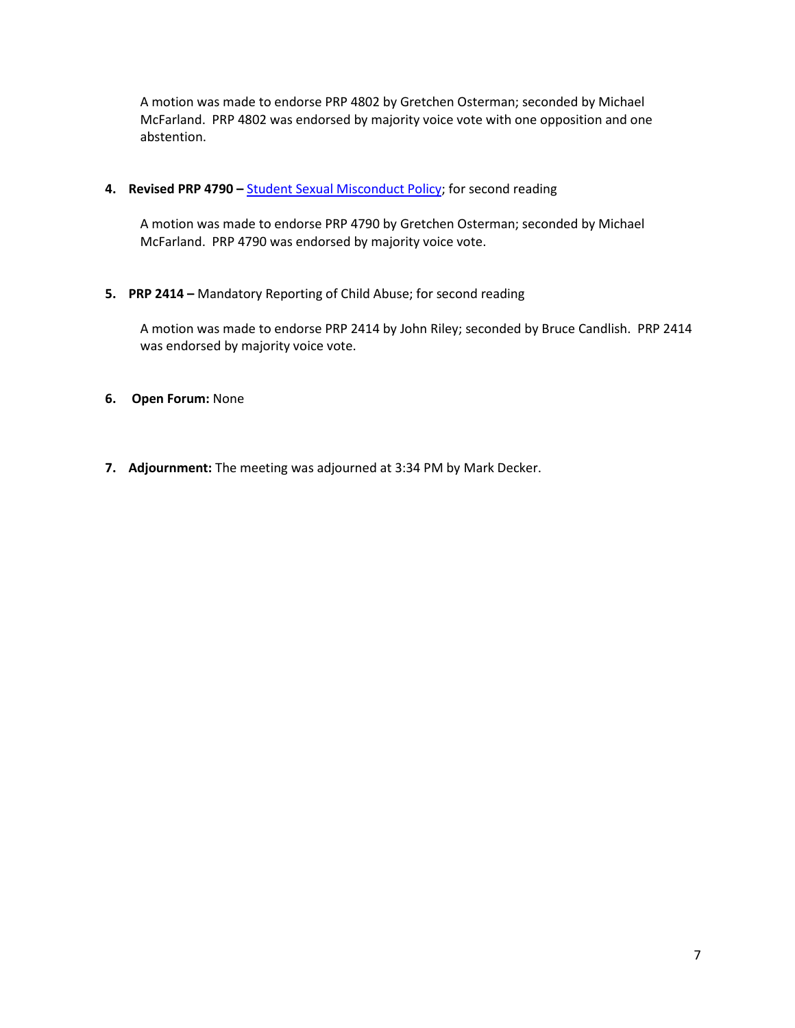A motion was made to endorse PRP 4802 by Gretchen Osterman; seconded by Michael McFarland. PRP 4802 was endorsed by majority voice vote with one opposition and one abstention.

4. **Revised PRP 4790 –** Student Sexual Misconduct Policy; for second reading

   A motion was made to endorse PRP 4790 by Gretchen Osterman; seconded by Michael McFarland. PRP 4790 was endorsed by majority voice vote.

5. **PRP 2414 –** Mandatory Reporting of Child Abuse; for second reading

   A motion was made to endorse PRP 2414 by John Riley; seconded by Bruce Candlish. PRP 2414 was endorsed by majority voice vote.

6. **Open Forum:** None

7. **Adjournment:** The meeting was adjourned at 3:34 PM by Mark Decker.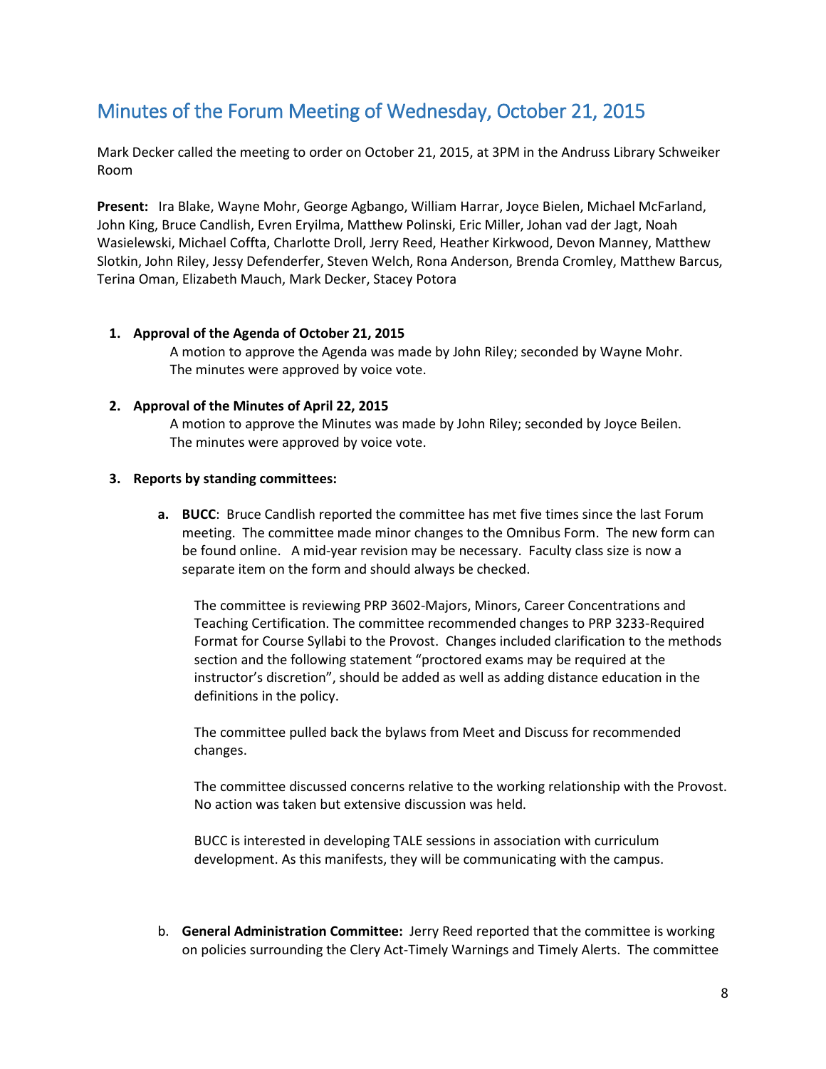# Minutes of the Forum Meeting of Wednesday, October 21, 2015

Mark Decker called the meeting to order on October 21, 2015, at 3PM in the Andruss Library Schweiker Room

**Present:** Ira Blake, Wayne Mohr, George Agbango, William Harrar, Joyce Bielen, Michael McFarland, John King, Bruce Candlish, Evren Eryilma, Matthew Polinski, Eric Miller, Johan vad der Jagt, Noah Wasielewski, Michael Coffta, Charlotte Droll, Jerry Reed, Heather Kirkwood, Devon Manney, Matthew Slotkin, John Riley, Jessy Defenderfer, Steven Welch, Rona Anderson, Brenda Cromley, Matthew Barcus, Terina Oman, Elizabeth Mauch, Mark Decker, Stacey Potora

1. **Approval of the Agenda of October 21, 2015**

   A motion to approve the Agenda was made by John Riley; seconded by Wayne Mohr. The minutes were approved by voice vote.

2. **Approval of the Minutes of April 22, 2015**

   A motion to approve the Minutes was made by John Riley; seconded by Joyce Beilen. The minutes were approved by voice vote.

3. **Reports by standing committees:**

   a. **BUCC**: Bruce Candlish reported the committee has met five times since the last Forum meeting. The committee made minor changes to the Omnibus Form. The new form can be found online. A mid-year revision may be necessary. Faculty class size is now a separate item on the form and should always be checked.

      The committee is reviewing PRP 3602-Majors, Minors, Career Concentrations and Teaching Certification. The committee recommended changes to PRP 3233-Required Format for Course Syllabi to the Provost. Changes included clarification to the methods section and the following statement "proctored exams may be required at the instructor's discretion", should be added as well as adding distance education in the definitions in the policy.

      The committee pulled back the bylaws from Meet and Discuss for recommended changes.

      The committee discussed concerns relative to the working relationship with the Provost. No action was taken but extensive discussion was held.

      BUCC is interested in developing TALE sessions in association with curriculum development. As this manifests, they will be communicating with the campus.

   b. **General Administration Committee:** Jerry Reed reported that the committee is working on policies surrounding the Clery Act-Timely Warnings and Timely Alerts. The committee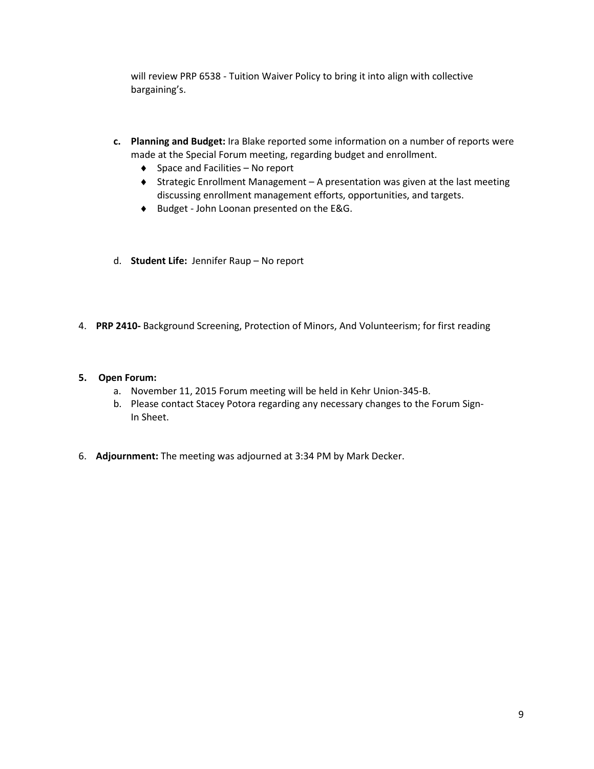will review PRP 6538 - Tuition Waiver Policy to bring it into align with collective bargaining's.

c. **Planning and Budget:** Ira Blake reported some information on a number of reports were made at the Special Forum meeting, regarding budget and enrollment.
   - Space and Facilities – No report
   - Strategic Enrollment Management – A presentation was given at the last meeting discussing enrollment management efforts, opportunities, and targets.
   - Budget - John Loonan presented on the E&G.

d. **Student Life:** Jennifer Raup – No report

4. **PRP 2410-** Background Screening, Protection of Minors, And Volunteerism; for first reading

5. **Open Forum:**
   a. November 11, 2015 Forum meeting will be held in Kehr Union-345-B.
   b. Please contact Stacey Potora regarding any necessary changes to the Forum Sign-In Sheet.

6. **Adjournment:** The meeting was adjourned at 3:34 PM by Mark Decker.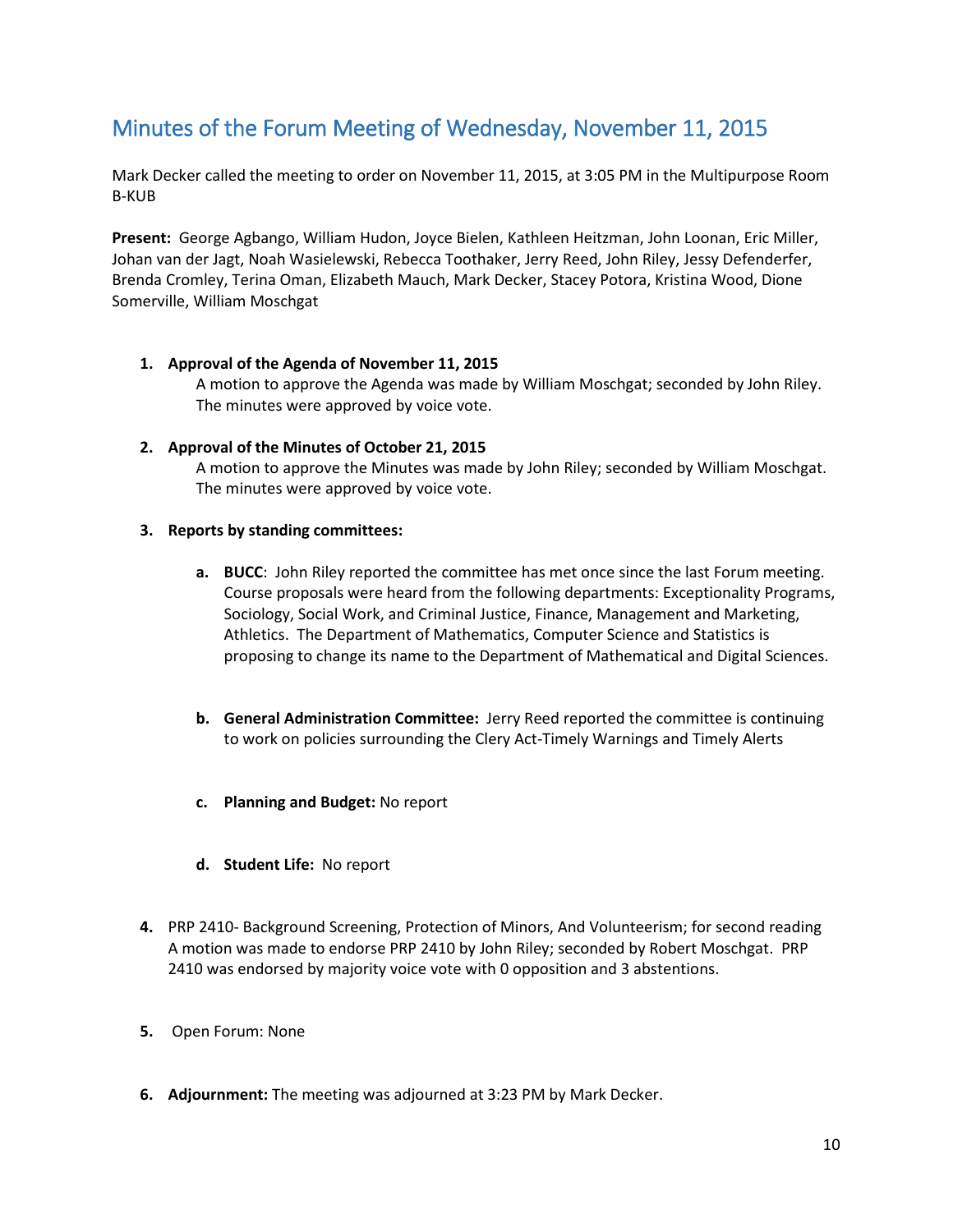# Minutes of the Forum Meeting of Wednesday, November 11, 2015

Mark Decker called the meeting to order on November 11, 2015, at 3:05 PM in the Multipurpose Room B-KUB

**Present:** George Agbango, William Hudon, Joyce Bielen, Kathleen Heitzman, John Loonan, Eric Miller, Johan van der Jagt, Noah Wasielewski, Rebecca Toothaker, Jerry Reed, John Riley, Jessy Defenderfer, Brenda Cromley, Terina Oman, Elizabeth Mauch, Mark Decker, Stacey Potora, Kristina Wood, Dione Somerville, William Moschgat

1. **Approval of the Agenda of November 11, 2015**
   A motion to approve the Agenda was made by William Moschgat; seconded by John Riley. The minutes were approved by voice vote.

2. **Approval of the Minutes of October 21, 2015**
   A motion to approve the Minutes was made by John Riley; seconded by William Moschgat. The minutes were approved by voice vote.

3. **Reports by standing committees:**

   a. **BUCC**: John Riley reported the committee has met once since the last Forum meeting. Course proposals were heard from the following departments: Exceptionality Programs, Sociology, Social Work, and Criminal Justice, Finance, Management and Marketing, Athletics. The Department of Mathematics, Computer Science and Statistics is proposing to change its name to the Department of Mathematical and Digital Sciences.

   b. **General Administration Committee:** Jerry Reed reported the committee is continuing to work on policies surrounding the Clery Act-Timely Warnings and Timely Alerts

   c. **Planning and Budget:** No report

   d. **Student Life:** No report

4. PRP 2410- Background Screening, Protection of Minors, And Volunteerism; for second reading
   A motion was made to endorse PRP 2410 by John Riley; seconded by Robert Moschgat. PRP 2410 was endorsed by majority voice vote with 0 opposition and 3 abstentions.

5. Open Forum: None

6. **Adjournment:** The meeting was adjourned at 3:23 PM by Mark Decker.